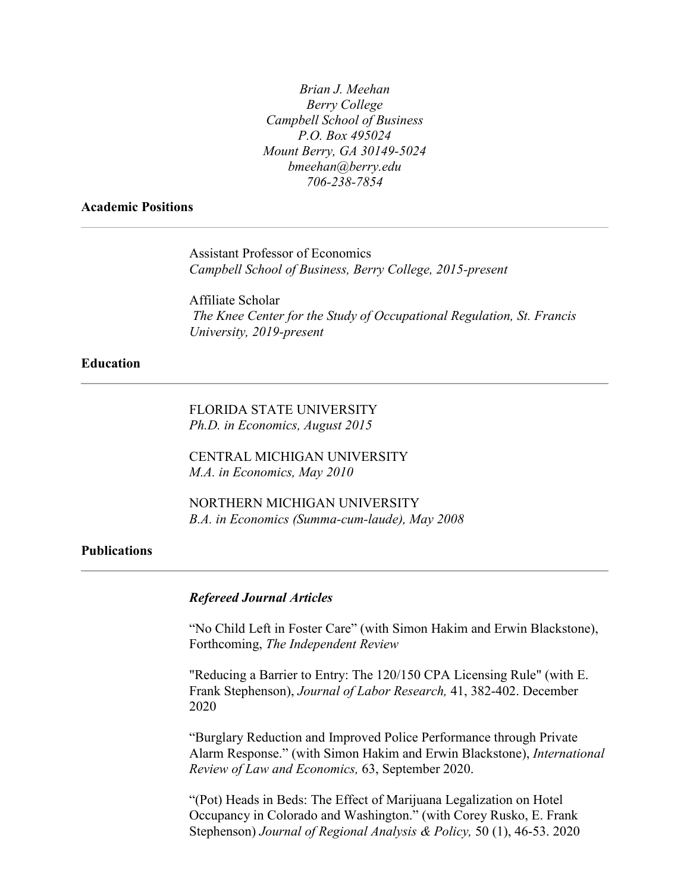*Brian J. Meehan*
*Berry College*
*Campbell School of Business*
*P.O. Box 495024*
*Mount Berry, GA 30149-5024*
*bmeehan@berry.edu*
*706-238-7854*

## Academic Positions

Assistant Professor of Economics
*Campbell School of Business, Berry College, 2015-present*

Affiliate Scholar
*The Knee Center for the Study of Occupational Regulation, St. Francis University, 2019-present*

## Education

FLORIDA STATE UNIVERSITY
*Ph.D. in Economics, August 2015*

CENTRAL MICHIGAN UNIVERSITY
*M.A. in Economics, May 2010*

NORTHERN MICHIGAN UNIVERSITY
*B.A. in Economics (Summa-cum-laude), May 2008*

## Publications

### *Refereed Journal Articles*

"No Child Left in Foster Care" (with Simon Hakim and Erwin Blackstone), Forthcoming, *The Independent Review*

"Reducing a Barrier to Entry: The 120/150 CPA Licensing Rule" (with E. Frank Stephenson), *Journal of Labor Research,* 41, 382-402. December 2020

"Burglary Reduction and Improved Police Performance through Private Alarm Response." (with Simon Hakim and Erwin Blackstone), *International Review of Law and Economics,* 63, September 2020.

"(Pot) Heads in Beds: The Effect of Marijuana Legalization on Hotel Occupancy in Colorado and Washington." (with Corey Rusko, E. Frank Stephenson) *Journal of Regional Analysis & Policy,* 50 (1), 46-53. 2020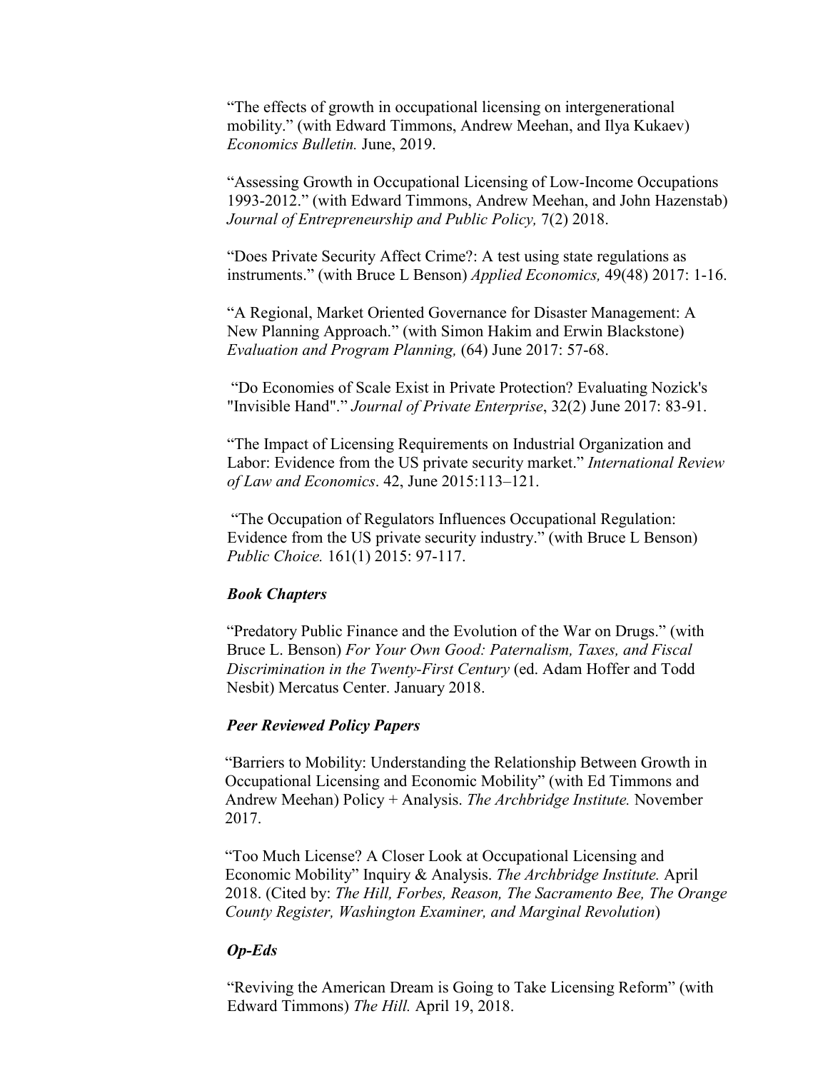“The effects of growth in occupational licensing on intergenerational mobility.” (with Edward Timmons, Andrew Meehan, and Ilya Kukaev) *Economics Bulletin.* June, 2019.

“Assessing Growth in Occupational Licensing of Low-Income Occupations 1993-2012.” (with Edward Timmons, Andrew Meehan, and John Hazenstab) *Journal of Entrepreneurship and Public Policy,* 7(2) 2018.

“Does Private Security Affect Crime?: A test using state regulations as instruments.” (with Bruce L Benson) *Applied Economics,* 49(48) 2017: 1-16.

“A Regional, Market Oriented Governance for Disaster Management: A New Planning Approach.” (with Simon Hakim and Erwin Blackstone) *Evaluation and Program Planning,* (64) June 2017: 57-68.

“Do Economies of Scale Exist in Private Protection? Evaluating Nozick's "Invisible Hand".” *Journal of Private Enterprise*, 32(2) June 2017: 83-91.

“The Impact of Licensing Requirements on Industrial Organization and Labor: Evidence from the US private security market.” *International Review of Law and Economics*. 42, June 2015:113–121.

“The Occupation of Regulators Influences Occupational Regulation: Evidence from the US private security industry.” (with Bruce L Benson) *Public Choice.* 161(1) 2015: 97-117.

### *Book Chapters*

“Predatory Public Finance and the Evolution of the War on Drugs.” (with Bruce L. Benson) *For Your Own Good: Paternalism, Taxes, and Fiscal Discrimination in the Twenty-First Century* (ed. Adam Hoffer and Todd Nesbit) Mercatus Center. January 2018.

### *Peer Reviewed Policy Papers*

“Barriers to Mobility: Understanding the Relationship Between Growth in Occupational Licensing and Economic Mobility” (with Ed Timmons and Andrew Meehan) Policy + Analysis. *The Archbridge Institute.* November 2017.

“Too Much License? A Closer Look at Occupational Licensing and Economic Mobility” Inquiry & Analysis. *The Archbridge Institute.* April 2018. (Cited by: *The Hill, Forbes, Reason, The Sacramento Bee, The Orange County Register, Washington Examiner, and Marginal Revolution*)

### *Op-Eds*

“Reviving the American Dream is Going to Take Licensing Reform” (with Edward Timmons) *The Hill.* April 19, 2018.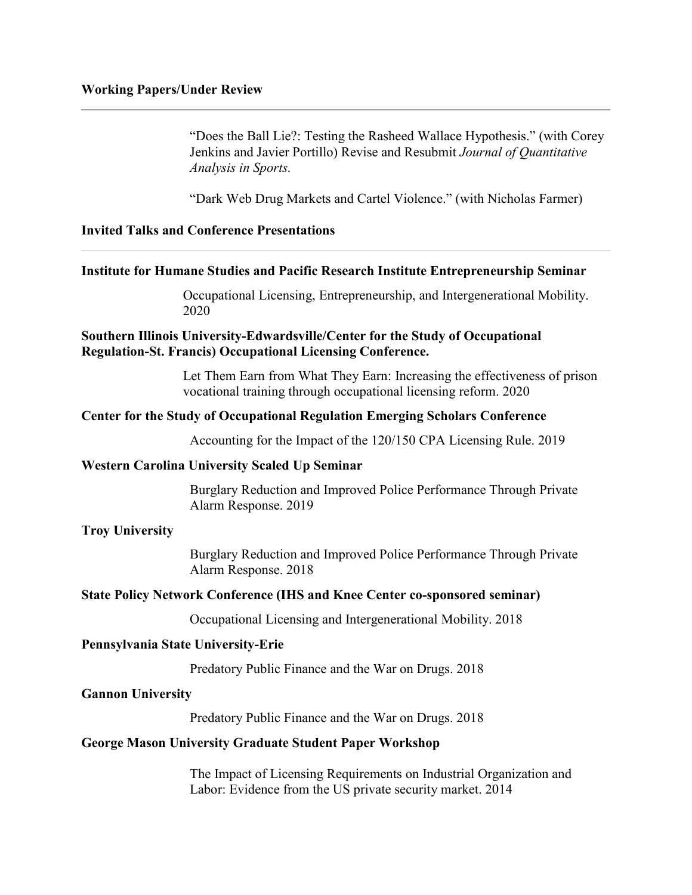## Working Papers/Under Review

"Does the Ball Lie?: Testing the Rasheed Wallace Hypothesis." (with Corey Jenkins and Javier Portillo) Revise and Resubmit *Journal of Quantitative Analysis in Sports.*

"Dark Web Drug Markets and Cartel Violence." (with Nicholas Farmer)

## Invited Talks and Conference Presentations

**Institute for Humane Studies and Pacific Research Institute Entrepreneurship Seminar**

Occupational Licensing, Entrepreneurship, and Intergenerational Mobility. 2020

**Southern Illinois University-Edwardsville/Center for the Study of Occupational Regulation-St. Francis) Occupational Licensing Conference.**

Let Them Earn from What They Earn: Increasing the effectiveness of prison vocational training through occupational licensing reform. 2020

**Center for the Study of Occupational Regulation Emerging Scholars Conference**

Accounting for the Impact of the 120/150 CPA Licensing Rule. 2019

**Western Carolina University Scaled Up Seminar**

Burglary Reduction and Improved Police Performance Through Private Alarm Response. 2019

**Troy University**

Burglary Reduction and Improved Police Performance Through Private Alarm Response. 2018

**State Policy Network Conference (IHS and Knee Center co-sponsored seminar)**

Occupational Licensing and Intergenerational Mobility. 2018

**Pennsylvania State University-Erie**

Predatory Public Finance and the War on Drugs. 2018

**Gannon University**

Predatory Public Finance and the War on Drugs. 2018

**George Mason University Graduate Student Paper Workshop**

The Impact of Licensing Requirements on Industrial Organization and Labor: Evidence from the US private security market. 2014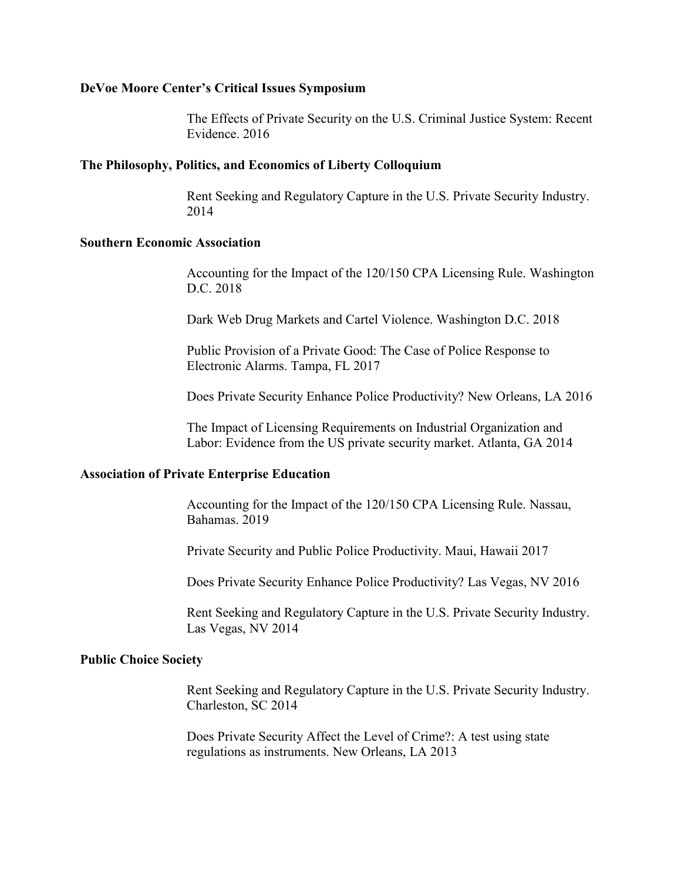**DeVoe Moore Center's Critical Issues Symposium**

The Effects of Private Security on the U.S. Criminal Justice System: Recent Evidence. 2016

**The Philosophy, Politics, and Economics of Liberty Colloquium**

Rent Seeking and Regulatory Capture in the U.S. Private Security Industry. 2014

**Southern Economic Association**

Accounting for the Impact of the 120/150 CPA Licensing Rule. Washington D.C. 2018

Dark Web Drug Markets and Cartel Violence. Washington D.C. 2018

Public Provision of a Private Good: The Case of Police Response to Electronic Alarms. Tampa, FL 2017

Does Private Security Enhance Police Productivity? New Orleans, LA 2016

The Impact of Licensing Requirements on Industrial Organization and Labor: Evidence from the US private security market. Atlanta, GA 2014

**Association of Private Enterprise Education**

Accounting for the Impact of the 120/150 CPA Licensing Rule. Nassau, Bahamas. 2019

Private Security and Public Police Productivity. Maui, Hawaii 2017

Does Private Security Enhance Police Productivity? Las Vegas, NV 2016

Rent Seeking and Regulatory Capture in the U.S. Private Security Industry. Las Vegas, NV 2014

**Public Choice Society**

Rent Seeking and Regulatory Capture in the U.S. Private Security Industry. Charleston, SC 2014

Does Private Security Affect the Level of Crime?: A test using state regulations as instruments. New Orleans, LA 2013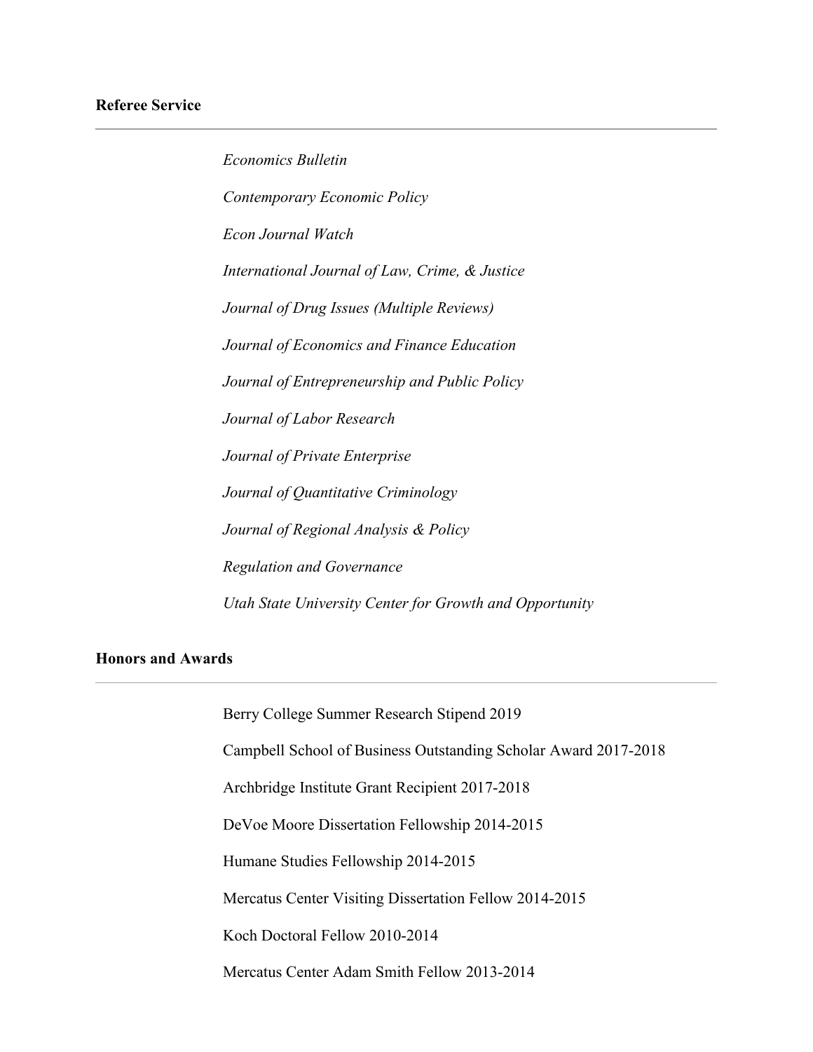## Referee Service

*Economics Bulletin*

*Contemporary Economic Policy*

*Econ Journal Watch*

*International Journal of Law, Crime, & Justice*

*Journal of Drug Issues (Multiple Reviews)*

*Journal of Economics and Finance Education*

*Journal of Entrepreneurship and Public Policy*

*Journal of Labor Research*

*Journal of Private Enterprise*

*Journal of Quantitative Criminology*

*Journal of Regional Analysis & Policy*

*Regulation and Governance*

*Utah State University Center for Growth and Opportunity*

## Honors and Awards

Berry College Summer Research Stipend 2019

Campbell School of Business Outstanding Scholar Award 2017-2018

Archbridge Institute Grant Recipient 2017-2018

DeVoe Moore Dissertation Fellowship 2014-2015

Humane Studies Fellowship 2014-2015

Mercatus Center Visiting Dissertation Fellow 2014-2015

Koch Doctoral Fellow 2010-2014

Mercatus Center Adam Smith Fellow 2013-2014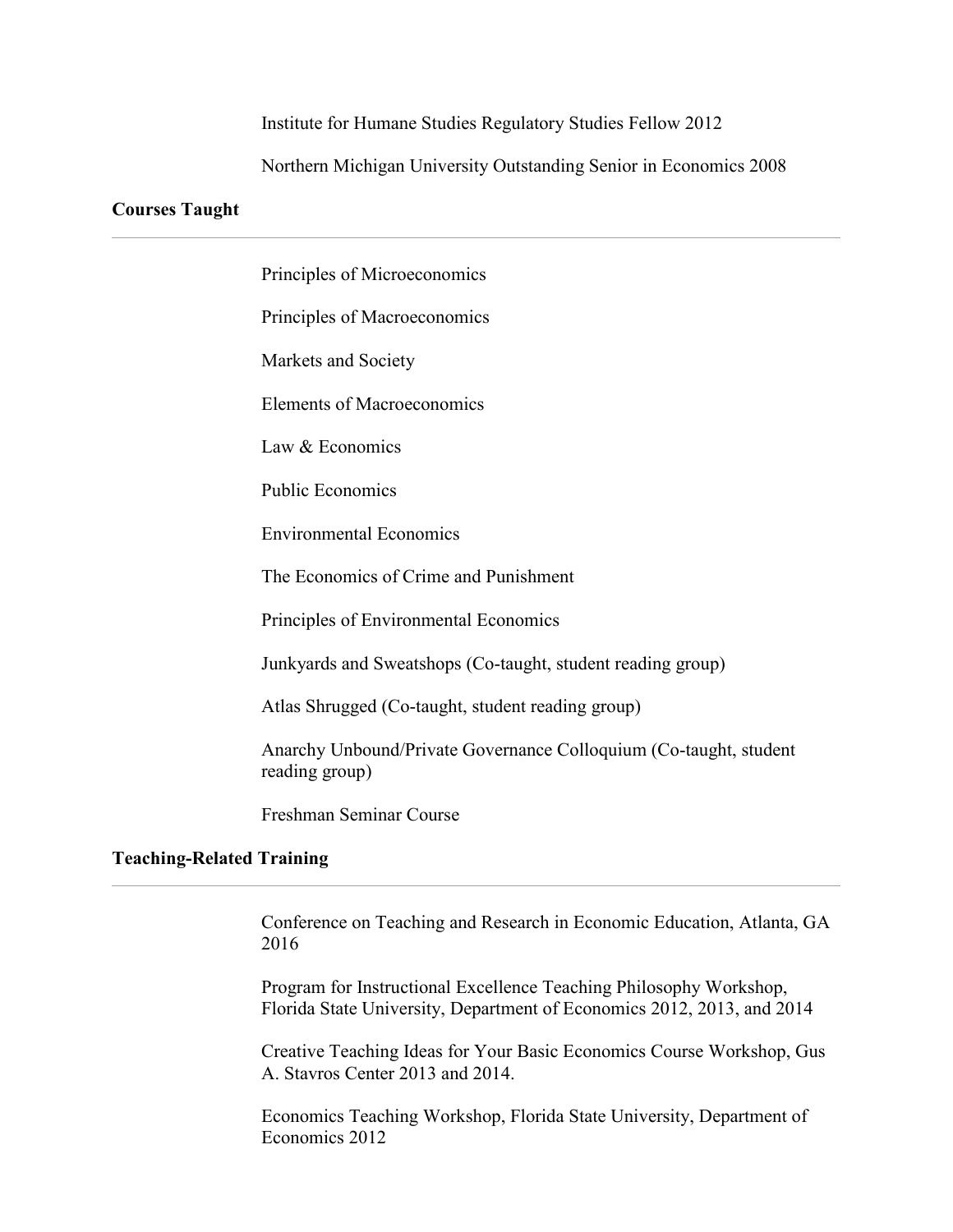Institute for Humane Studies Regulatory Studies Fellow 2012

Northern Michigan University Outstanding Senior in Economics 2008

## Courses Taught

Principles of Microeconomics

Principles of Macroeconomics

Markets and Society

Elements of Macroeconomics

Law & Economics

Public Economics

Environmental Economics

The Economics of Crime and Punishment

Principles of Environmental Economics

Junkyards and Sweatshops (Co-taught, student reading group)

Atlas Shrugged (Co-taught, student reading group)

Anarchy Unbound/Private Governance Colloquium (Co-taught, student reading group)

Freshman Seminar Course

## Teaching-Related Training

Conference on Teaching and Research in Economic Education, Atlanta, GA 2016

Program for Instructional Excellence Teaching Philosophy Workshop, Florida State University, Department of Economics 2012, 2013, and 2014

Creative Teaching Ideas for Your Basic Economics Course Workshop, Gus A. Stavros Center 2013 and 2014.

Economics Teaching Workshop, Florida State University, Department of Economics 2012